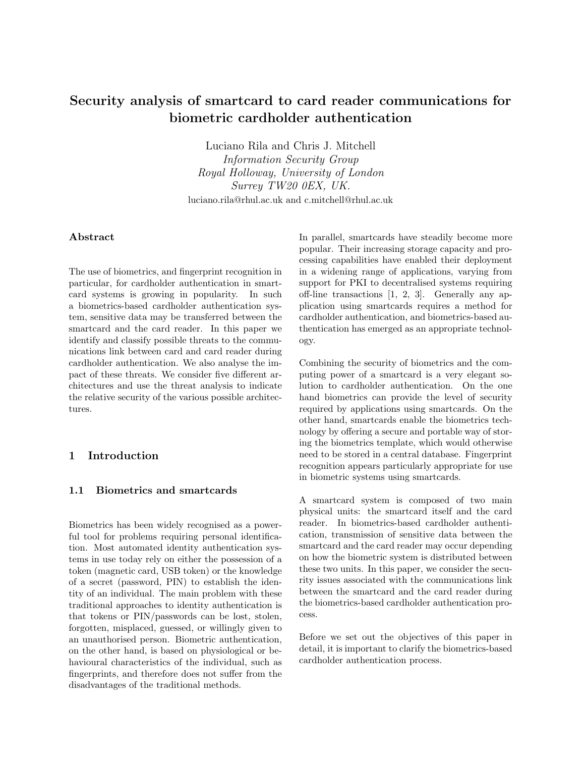# Security analysis of smartcard to card reader communications for biometric cardholder authentication

Luciano Rila and Chris J. Mitchell
*Information Security Group*
*Royal Holloway, University of London*
*Surrey TW20 0EX, UK.*
luciano.rila@rhul.ac.uk and c.mitchell@rhul.ac.uk

### Abstract

The use of biometrics, and fingerprint recognition in particular, for cardholder authentication in smartcard systems is growing in popularity. In such a biometrics-based cardholder authentication system, sensitive data may be transferred between the smartcard and the card reader. In this paper we identify and classify possible threats to the communications link between card and card reader during cardholder authentication. We also analyse the impact of these threats. We consider five different architectures and use the threat analysis to indicate the relative security of the various possible architectures.

## 1 Introduction

### 1.1 Biometrics and smartcards

Biometrics has been widely recognised as a powerful tool for problems requiring personal identification. Most automated identity authentication systems in use today rely on either the possession of a token (magnetic card, USB token) or the knowledge of a secret (password, PIN) to establish the identity of an individual. The main problem with these traditional approaches to identity authentication is that tokens or PIN/passwords can be lost, stolen, forgotten, misplaced, guessed, or willingly given to an unauthorised person. Biometric authentication, on the other hand, is based on physiological or behavioural characteristics of the individual, such as fingerprints, and therefore does not suffer from the disadvantages of the traditional methods.

In parallel, smartcards have steadily become more popular. Their increasing storage capacity and processing capabilities have enabled their deployment in a widening range of applications, varying from support for PKI to decentralised systems requiring off-line transactions [1, 2, 3]. Generally any application using smartcards requires a method for cardholder authentication, and biometrics-based authentication has emerged as an appropriate technology.

Combining the security of biometrics and the computing power of a smartcard is a very elegant solution to cardholder authentication. On the one hand biometrics can provide the level of security required by applications using smartcards. On the other hand, smartcards enable the biometrics technology by offering a secure and portable way of storing the biometrics template, which would otherwise need to be stored in a central database. Fingerprint recognition appears particularly appropriate for use in biometric systems using smartcards.

A smartcard system is composed of two main physical units: the smartcard itself and the card reader. In biometrics-based cardholder authentication, transmission of sensitive data between the smartcard and the card reader may occur depending on how the biometric system is distributed between these two units. In this paper, we consider the security issues associated with the communications link between the smartcard and the card reader during the biometrics-based cardholder authentication process.

Before we set out the objectives of this paper in detail, it is important to clarify the biometrics-based cardholder authentication process.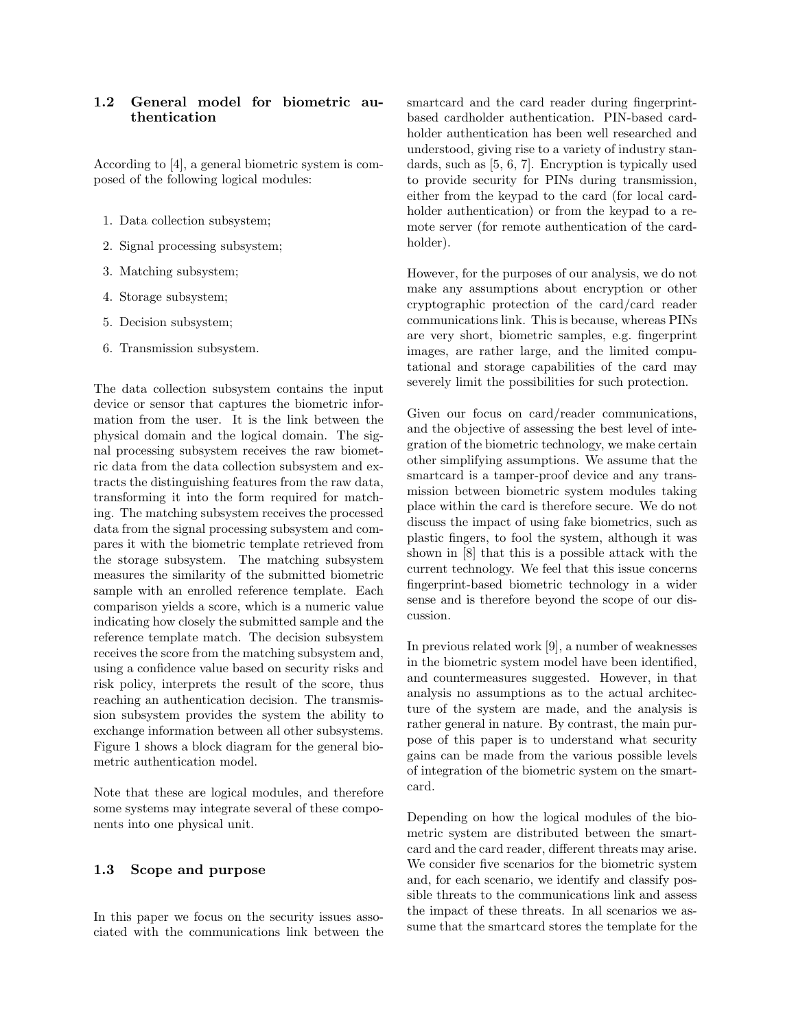### 1.2 General model for biometric authentication

According to [4], a general biometric system is composed of the following logical modules:

1. Data collection subsystem;
2. Signal processing subsystem;
3. Matching subsystem;
4. Storage subsystem;
5. Decision subsystem;
6. Transmission subsystem.

The data collection subsystem contains the input device or sensor that captures the biometric information from the user. It is the link between the physical domain and the logical domain. The signal processing subsystem receives the raw biometric data from the data collection subsystem and extracts the distinguishing features from the raw data, transforming it into the form required for matching. The matching subsystem receives the processed data from the signal processing subsystem and compares it with the biometric template retrieved from the storage subsystem. The matching subsystem measures the similarity of the submitted biometric sample with an enrolled reference template. Each comparison yields a score, which is a numeric value indicating how closely the submitted sample and the reference template match. The decision subsystem receives the score from the matching subsystem and, using a confidence value based on security risks and risk policy, interprets the result of the score, thus reaching an authentication decision. The transmission subsystem provides the system the ability to exchange information between all other subsystems. Figure 1 shows a block diagram for the general biometric authentication model.

Note that these are logical modules, and therefore some systems may integrate several of these components into one physical unit.

### 1.3 Scope and purpose

In this paper we focus on the security issues associated with the communications link between the smartcard and the card reader during fingerprint-based cardholder authentication. PIN-based cardholder authentication has been well researched and understood, giving rise to a variety of industry standards, such as [5, 6, 7]. Encryption is typically used to provide security for PINs during transmission, either from the keypad to the card (for local cardholder authentication) or from the keypad to a remote server (for remote authentication of the cardholder).

However, for the purposes of our analysis, we do not make any assumptions about encryption or other cryptographic protection of the card/card reader communications link. This is because, whereas PINs are very short, biometric samples, e.g. fingerprint images, are rather large, and the limited computational and storage capabilities of the card may severely limit the possibilities for such protection.

Given our focus on card/reader communications, and the objective of assessing the best level of integration of the biometric technology, we make certain other simplifying assumptions. We assume that the smartcard is a tamper-proof device and any transmission between biometric system modules taking place within the card is therefore secure. We do not discuss the impact of using fake biometrics, such as plastic fingers, to fool the system, although it was shown in [8] that this is a possible attack with the current technology. We feel that this issue concerns fingerprint-based biometric technology in a wider sense and is therefore beyond the scope of our discussion.

In previous related work [9], a number of weaknesses in the biometric system model have been identified, and countermeasures suggested. However, in that analysis no assumptions as to the actual architecture of the system are made, and the analysis is rather general in nature. By contrast, the main purpose of this paper is to understand what security gains can be made from the various possible levels of integration of the biometric system on the smartcard.

Depending on how the logical modules of the biometric system are distributed between the smartcard and the card reader, different threats may arise. We consider five scenarios for the biometric system and, for each scenario, we identify and classify possible threats to the communications link and assess the impact of these threats. In all scenarios we assume that the smartcard stores the template for the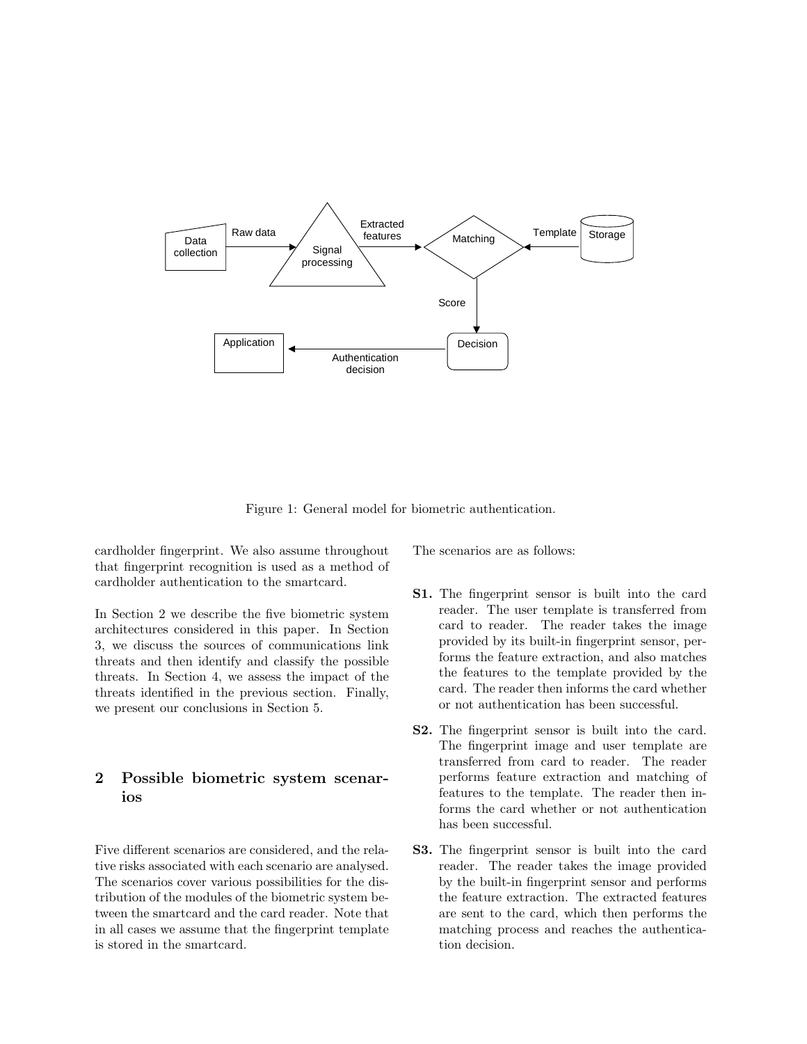Figure 1: General model for biometric authentication.

cardholder fingerprint. We also assume throughout that fingerprint recognition is used as a method of cardholder authentication to the smartcard.

In Section 2 we describe the five biometric system architectures considered in this paper. In Section 3, we discuss the sources of communications link threats and then identify and classify the possible threats. In Section 4, we assess the impact of the threats identified in the previous section. Finally, we present our conclusions in Section 5.

## 2 Possible biometric system scenarios

Five different scenarios are considered, and the relative risks associated with each scenario are analysed. The scenarios cover various possibilities for the distribution of the modules of the biometric system between the smartcard and the card reader. Note that in all cases we assume that the fingerprint template is stored in the smartcard.

The scenarios are as follows:

**S1.** The fingerprint sensor is built into the card reader. The user template is transferred from card to reader. The reader takes the image provided by its built-in fingerprint sensor, performs the feature extraction, and also matches the features to the template provided by the card. The reader then informs the card whether or not authentication has been successful.

**S2.** The fingerprint sensor is built into the card. The fingerprint image and user template are transferred from card to reader. The reader performs feature extraction and matching of features to the template. The reader then informs the card whether or not authentication has been successful.

**S3.** The fingerprint sensor is built into the card reader. The reader takes the image provided by the built-in fingerprint sensor and performs the feature extraction. The extracted features are sent to the card, which then performs the matching process and reaches the authentication decision.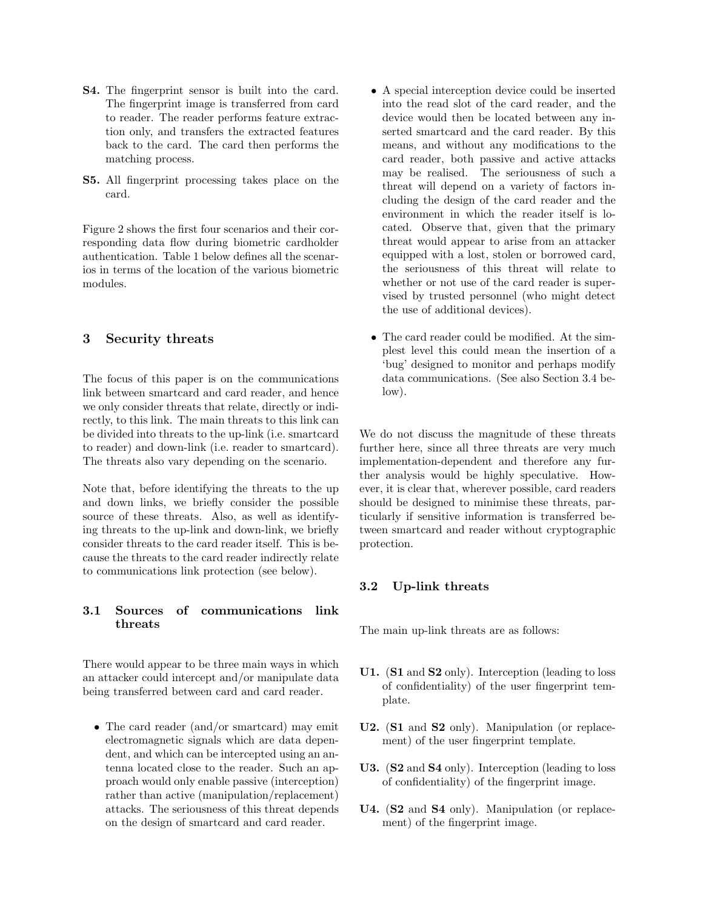**S4.** The fingerprint sensor is built into the card. The fingerprint image is transferred from card to reader. The reader performs feature extraction only, and transfers the extracted features back to the card. The card then performs the matching process.

**S5.** All fingerprint processing takes place on the card.

Figure 2 shows the first four scenarios and their corresponding data flow during biometric cardholder authentication. Table 1 below defines all the scenarios in terms of the location of the various biometric modules.

## 3 Security threats

The focus of this paper is on the communications link between smartcard and card reader, and hence we only consider threats that relate, directly or indirectly, to this link. The main threats to this link can be divided into threats to the up-link (i.e. smartcard to reader) and down-link (i.e. reader to smartcard). The threats also vary depending on the scenario.

Note that, before identifying the threats to the up and down links, we briefly consider the possible source of these threats. Also, as well as identifying threats to the up-link and down-link, we briefly consider threats to the card reader itself. This is because the threats to the card reader indirectly relate to communications link protection (see below).

### 3.1 Sources of communications link threats

There would appear to be three main ways in which an attacker could intercept and/or manipulate data being transferred between card and card reader.

- The card reader (and/or smartcard) may emit electromagnetic signals which are data dependent, and which can be intercepted using an antenna located close to the reader. Such an approach would only enable passive (interception) rather than active (manipulation/replacement) attacks. The seriousness of this threat depends on the design of smartcard and card reader.
- A special interception device could be inserted into the read slot of the card reader, and the device would then be located between any inserted smartcard and the card reader. By this means, and without any modifications to the card reader, both passive and active attacks may be realised. The seriousness of such a threat will depend on a variety of factors including the design of the card reader and the environment in which the reader itself is located. Observe that, given that the primary threat would appear to arise from an attacker equipped with a lost, stolen or borrowed card, the seriousness of this threat will relate to whether or not use of the card reader is supervised by trusted personnel (who might detect the use of additional devices).
- The card reader could be modified. At the simplest level this could mean the insertion of a 'bug' designed to monitor and perhaps modify data communications. (See also Section 3.4 below).

We do not discuss the magnitude of these threats further here, since all three threats are very much implementation-dependent and therefore any further analysis would be highly speculative. However, it is clear that, wherever possible, card readers should be designed to minimise these threats, particularly if sensitive information is transferred between smartcard and reader without cryptographic protection.

### 3.2 Up-link threats

The main up-link threats are as follows:

**U1.** (**S1** and **S2** only). Interception (leading to loss of confidentiality) of the user fingerprint template.

**U2.** (**S1** and **S2** only). Manipulation (or replacement) of the user fingerprint template.

**U3.** (**S2** and **S4** only). Interception (leading to loss of confidentiality) of the fingerprint image.

**U4.** (**S2** and **S4** only). Manipulation (or replacement) of the fingerprint image.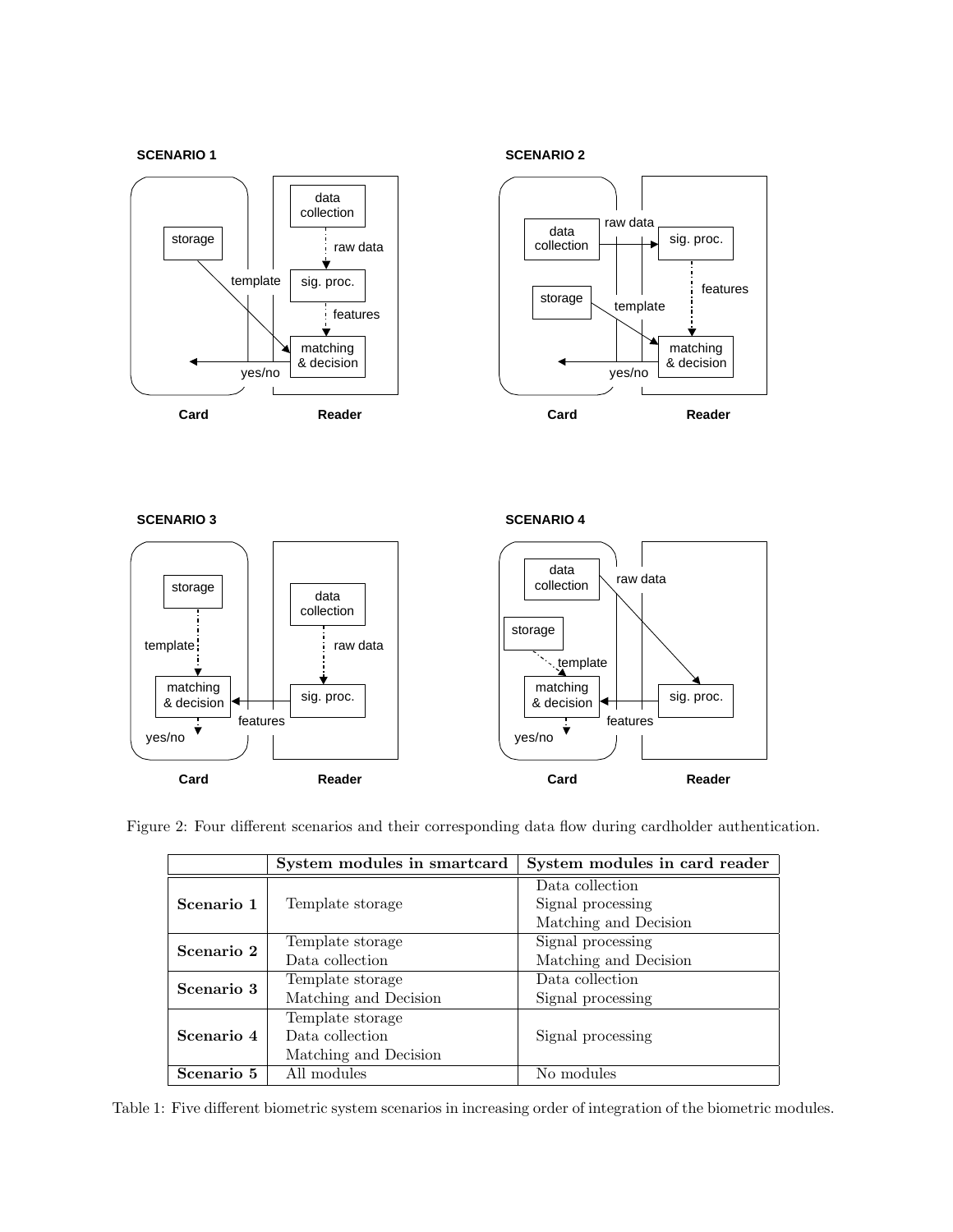Figure 2: Four different scenarios and their corresponding data flow during cardholder authentication.

| | System modules in smartcard | System modules in card reader |
|---|---|---|
| **Scenario 1** | Template storage | Data collection<br>Signal processing<br>Matching and Decision |
| **Scenario 2** | Template storage<br>Data collection | Signal processing<br>Matching and Decision |
| **Scenario 3** | Template storage<br>Matching and Decision | Data collection<br>Signal processing |
| **Scenario 4** | Template storage<br>Data collection<br>Matching and Decision | Signal processing |
| **Scenario 5** | All modules | No modules |

Table 1: Five different biometric system scenarios in increasing order of integration of the biometric modules.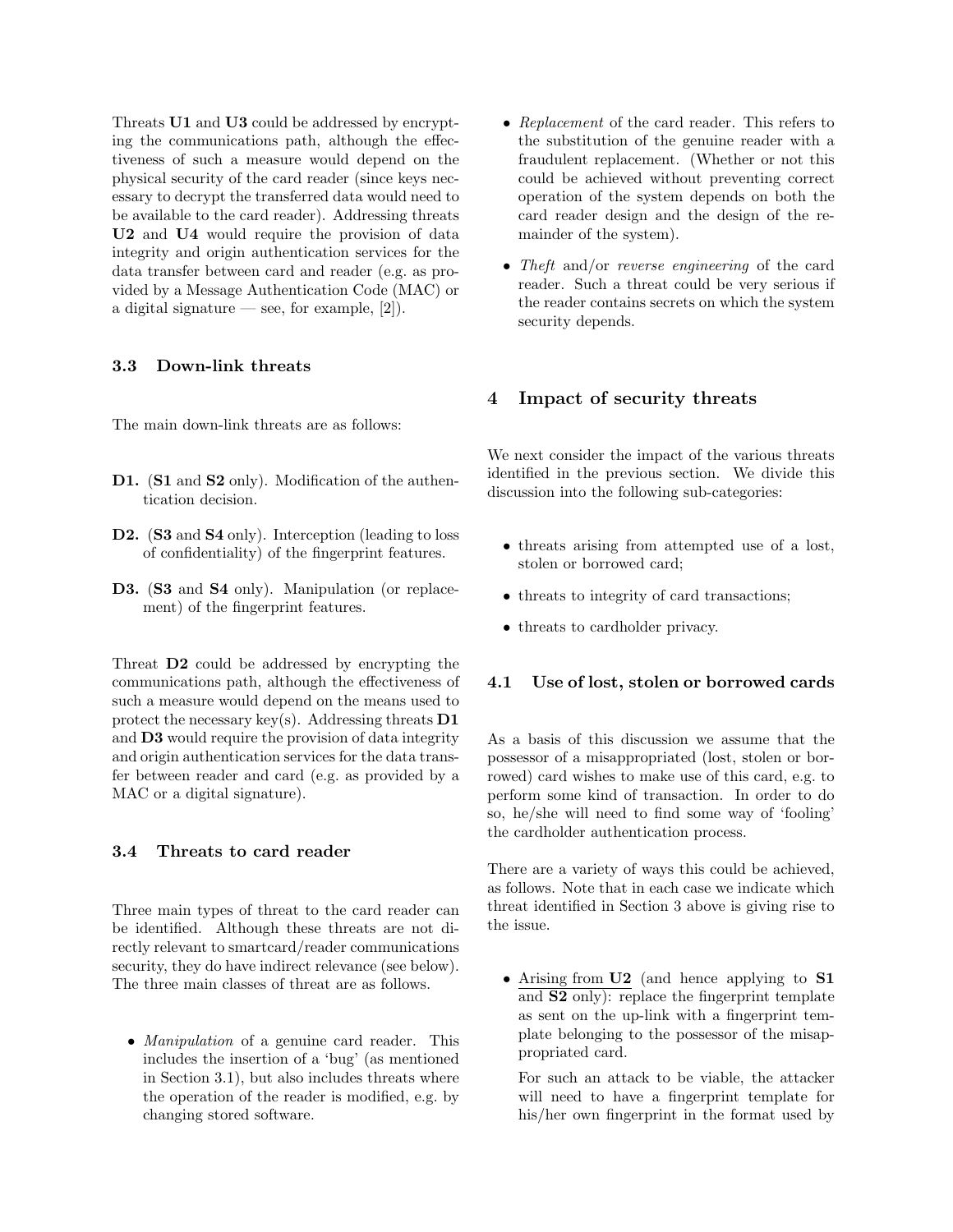Threats **U1** and **U3** could be addressed by encrypting the communications path, although the effectiveness of such a measure would depend on the physical security of the card reader (since keys necessary to decrypt the transferred data would need to be available to the card reader). Addressing threats **U2** and **U4** would require the provision of data integrity and origin authentication services for the data transfer between card and reader (e.g. as provided by a Message Authentication Code (MAC) or a digital signature — see, for example, [2]).

### 3.3 Down-link threats

The main down-link threats are as follows:

**D1.** (**S1** and **S2** only). Modification of the authentication decision.

**D2.** (**S3** and **S4** only). Interception (leading to loss of confidentiality) of the fingerprint features.

**D3.** (**S3** and **S4** only). Manipulation (or replacement) of the fingerprint features.

Threat **D2** could be addressed by encrypting the communications path, although the effectiveness of such a measure would depend on the means used to protect the necessary key(s). Addressing threats **D1** and **D3** would require the provision of data integrity and origin authentication services for the data transfer between reader and card (e.g. as provided by a MAC or a digital signature).

### 3.4 Threats to card reader

Three main types of threat to the card reader can be identified. Although these threats are not directly relevant to smartcard/reader communications security, they do have indirect relevance (see below). The three main classes of threat are as follows.

- *Manipulation* of a genuine card reader. This includes the insertion of a 'bug' (as mentioned in Section 3.1), but also includes threats where the operation of the reader is modified, e.g. by changing stored software.
- *Replacement* of the card reader. This refers to the substitution of the genuine reader with a fraudulent replacement. (Whether or not this could be achieved without preventing correct operation of the system depends on both the card reader design and the design of the remainder of the system).
- *Theft* and/or *reverse engineering* of the card reader. Such a threat could be very serious if the reader contains secrets on which the system security depends.

## 4 Impact of security threats

We next consider the impact of the various threats identified in the previous section. We divide this discussion into the following sub-categories:

- threats arising from attempted use of a lost, stolen or borrowed card;
- threats to integrity of card transactions;
- threats to cardholder privacy.

### 4.1 Use of lost, stolen or borrowed cards

As a basis of this discussion we assume that the possessor of a misappropriated (lost, stolen or borrowed) card wishes to make use of this card, e.g. to perform some kind of transaction. In order to do so, he/she will need to find some way of 'fooling' the cardholder authentication process.

There are a variety of ways this could be achieved, as follows. Note that in each case we indicate which threat identified in Section 3 above is giving rise to the issue.

- Arising from **U2** (and hence applying to **S1** and **S2** only): replace the fingerprint template as sent on the up-link with a fingerprint template belonging to the possessor of the misappropriated card.

  For such an attack to be viable, the attacker will need to have a fingerprint template for his/her own fingerprint in the format used by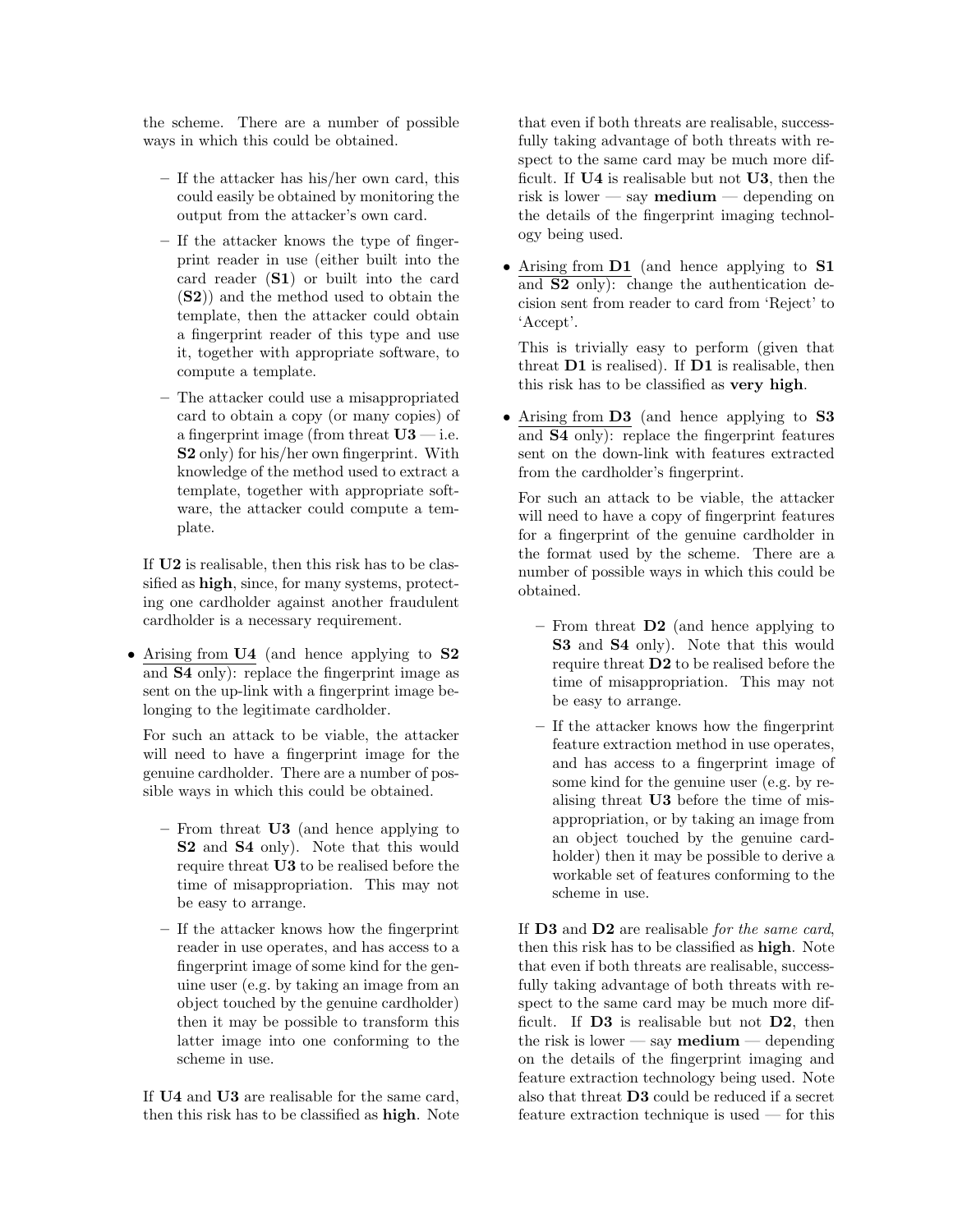the scheme. There are a number of possible ways in which this could be obtained.

  - If the attacker has his/her own card, this could easily be obtained by monitoring the output from the attacker's own card.
  - If the attacker knows the type of fingerprint reader in use (either built into the card reader (**S1**) or built into the card (**S2**)) and the method used to obtain the template, then the attacker could obtain a fingerprint reader of this type and use it, together with appropriate software, to compute a template.
  - The attacker could use a misappropriated card to obtain a copy (or many copies) of a fingerprint image (from threat **U3** — i.e. **S2** only) for his/her own fingerprint. With knowledge of the method used to extract a template, together with appropriate software, the attacker could compute a template.

  If **U2** is realisable, then this risk has to be classified as **high**, since, for many systems, protecting one cardholder against another fraudulent cardholder is a necessary requirement.

- Arising from **U4** (and hence applying to **S2** and **S4** only): replace the fingerprint image as sent on the up-link with a fingerprint image belonging to the legitimate cardholder.

  For such an attack to be viable, the attacker will need to have a fingerprint image for the genuine cardholder. There are a number of possible ways in which this could be obtained.

  - From threat **U3** (and hence applying to **S2** and **S4** only). Note that this would require threat **U3** to be realised before the time of misappropriation. This may not be easy to arrange.
  - If the attacker knows how the fingerprint reader in use operates, and has access to a fingerprint image of some kind for the genuine user (e.g. by taking an image from an object touched by the genuine cardholder) then it may be possible to transform this latter image into one conforming to the scheme in use.

  If **U4** and **U3** are realisable for the same card, then this risk has to be classified as **high**. Note that even if both threats are realisable, successfully taking advantage of both threats with respect to the same card may be much more difficult. If **U4** is realisable but not **U3**, then the risk is lower — say **medium** — depending on the details of the fingerprint imaging technology being used.

- Arising from **D1** (and hence applying to **S1** and **S2** only): change the authentication decision sent from reader to card from 'Reject' to 'Accept'.

  This is trivially easy to perform (given that threat **D1** is realised). If **D1** is realisable, then this risk has to be classified as **very high**.

- Arising from **D3** (and hence applying to **S3** and **S4** only): replace the fingerprint features sent on the down-link with features extracted from the cardholder's fingerprint.

  For such an attack to be viable, the attacker will need to have a copy of fingerprint features for a fingerprint of the genuine cardholder in the format used by the scheme. There are a number of possible ways in which this could be obtained.

  - From threat **D2** (and hence applying to **S3** and **S4** only). Note that this would require threat **D2** to be realised before the time of misappropriation. This may not be easy to arrange.
  - If the attacker knows how the fingerprint feature extraction method in use operates, and has access to a fingerprint image of some kind for the genuine user (e.g. by realising threat **U3** before the time of misappropriation, or by taking an image from an object touched by the genuine cardholder) then it may be possible to derive a workable set of features conforming to the scheme in use.

  If **D3** and **D2** are realisable *for the same card*, then this risk has to be classified as **high**. Note that even if both threats are realisable, successfully taking advantage of both threats with respect to the same card may be much more difficult. If **D3** is realisable but not **D2**, then the risk is lower — say **medium** — depending on the details of the fingerprint imaging and feature extraction technology being used. Note also that threat **D3** could be reduced if a secret feature extraction technique is used — for this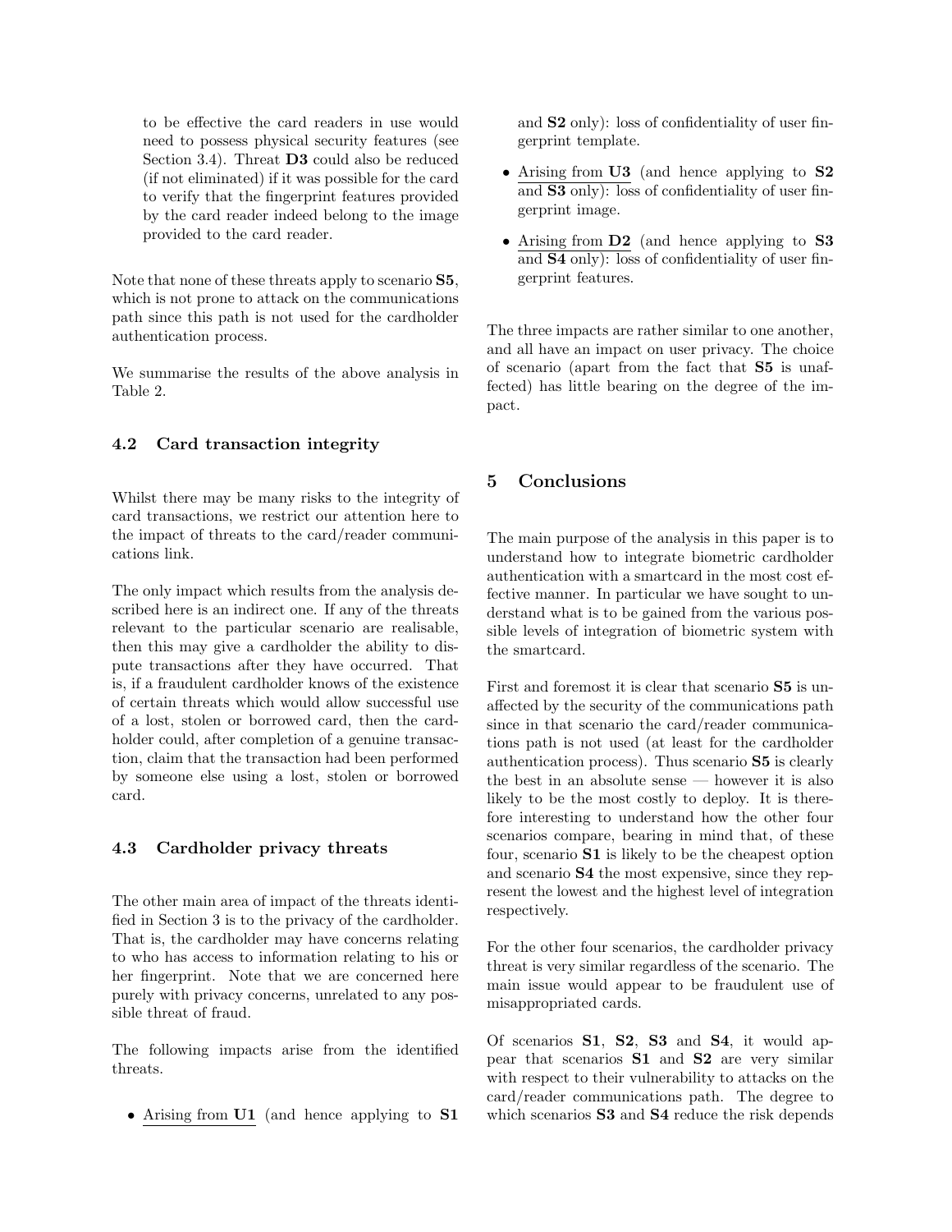to be effective the card readers in use would need to possess physical security features (see Section 3.4). Threat **D3** could also be reduced (if not eliminated) if it was possible for the card to verify that the fingerprint features provided by the card reader indeed belong to the image provided to the card reader.

Note that none of these threats apply to scenario **S5**, which is not prone to attack on the communications path since this path is not used for the cardholder authentication process.

We summarise the results of the above analysis in Table 2.

### 4.2 Card transaction integrity

Whilst there may be many risks to the integrity of card transactions, we restrict our attention here to the impact of threats to the card/reader communications link.

The only impact which results from the analysis described here is an indirect one. If any of the threats relevant to the particular scenario are realisable, then this may give a cardholder the ability to dispute transactions after they have occurred. That is, if a fraudulent cardholder knows of the existence of certain threats which would allow successful use of a lost, stolen or borrowed card, then the cardholder could, after completion of a genuine transaction, claim that the transaction had been performed by someone else using a lost, stolen or borrowed card.

### 4.3 Cardholder privacy threats

The other main area of impact of the threats identified in Section 3 is to the privacy of the cardholder. That is, the cardholder may have concerns relating to who has access to information relating to his or her fingerprint. Note that we are concerned here purely with privacy concerns, unrelated to any possible threat of fraud.

The following impacts arise from the identified threats.

- Arising from **U1** (and hence applying to **S1** and **S2** only): loss of confidentiality of user fingerprint template.
- Arising from **U3** (and hence applying to **S2** and **S3** only): loss of confidentiality of user fingerprint image.
- Arising from **D2** (and hence applying to **S3** and **S4** only): loss of confidentiality of user fingerprint features.

The three impacts are rather similar to one another, and all have an impact on user privacy. The choice of scenario (apart from the fact that **S5** is unaffected) has little bearing on the degree of the impact.

## 5 Conclusions

The main purpose of the analysis in this paper is to understand how to integrate biometric cardholder authentication with a smartcard in the most cost effective manner. In particular we have sought to understand what is to be gained from the various possible levels of integration of biometric system with the smartcard.

First and foremost it is clear that scenario **S5** is unaffected by the security of the communications path since in that scenario the card/reader communications path is not used (at least for the cardholder authentication process). Thus scenario **S5** is clearly the best in an absolute sense — however it is also likely to be the most costly to deploy. It is therefore interesting to understand how the other four scenarios compare, bearing in mind that, of these four, scenario **S1** is likely to be the cheapest option and scenario **S4** the most expensive, since they represent the lowest and the highest level of integration respectively.

For the other four scenarios, the cardholder privacy threat is very similar regardless of the scenario. The main issue would appear to be fraudulent use of misappropriated cards.

Of scenarios **S1**, **S2**, **S3** and **S4**, it would appear that scenarios **S1** and **S2** are very similar with respect to their vulnerability to attacks on the card/reader communications path. The degree to which scenarios **S3** and **S4** reduce the risk depends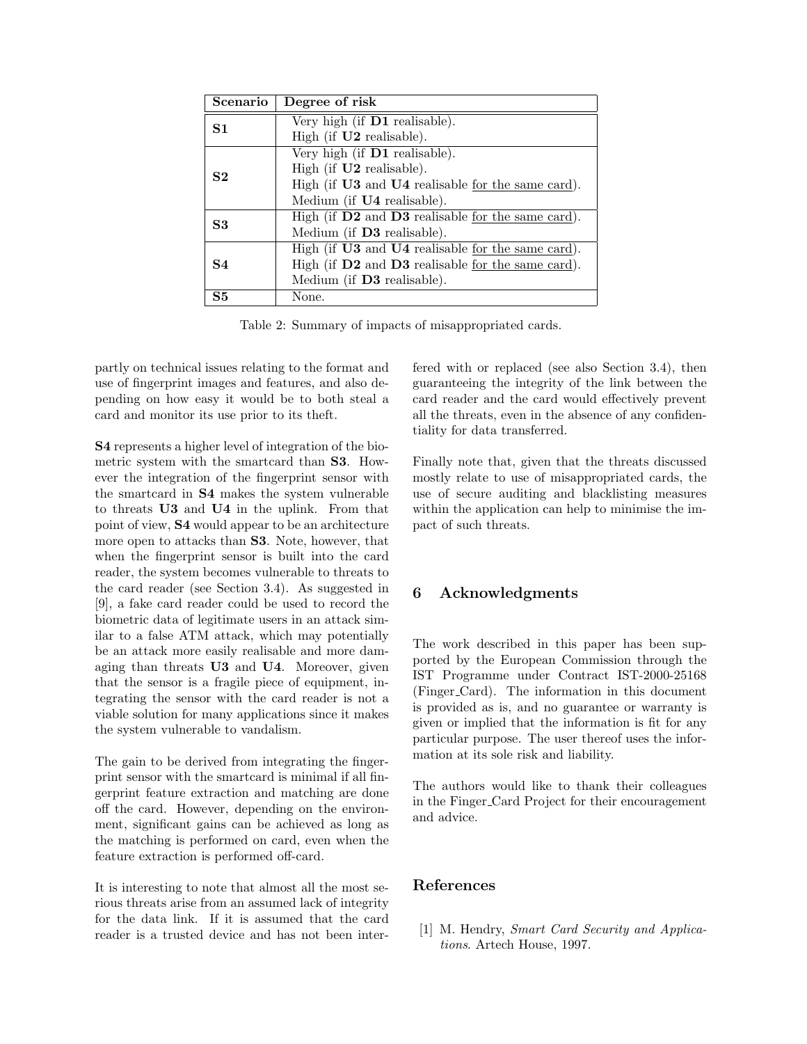| **Scenario** | **Degree of risk** |
|---|---|
| **S1** | Very high (if **D1** realisable).<br>High (if **U2** realisable). |
| **S2** | Very high (if **D1** realisable).<br>High (if **U2** realisable).<br>High (if **U3** and **U4** realisable for the same card).<br>Medium (if **U4** realisable). |
| **S3** | High (if **D2** and **D3** realisable for the same card).<br>Medium (if **D3** realisable). |
| **S4** | High (if **U3** and **U4** realisable for the same card).<br>High (if **D2** and **D3** realisable for the same card).<br>Medium (if **D3** realisable). |
| **S5** | None. |

Table 2: Summary of impacts of misappropriated cards.

partly on technical issues relating to the format and use of fingerprint images and features, and also depending on how easy it would be to both steal a card and monitor its use prior to its theft.

**S4** represents a higher level of integration of the biometric system with the smartcard than **S3**. However the integration of the fingerprint sensor with the smartcard in **S4** makes the system vulnerable to threats **U3** and **U4** in the uplink. From that point of view, **S4** would appear to be an architecture more open to attacks than **S3**. Note, however, that when the fingerprint sensor is built into the card reader, the system becomes vulnerable to threats to the card reader (see Section 3.4). As suggested in [9], a fake card reader could be used to record the biometric data of legitimate users in an attack similar to a false ATM attack, which may potentially be an attack more easily realisable and more damaging than threats **U3** and **U4**. Moreover, given that the sensor is a fragile piece of equipment, integrating the sensor with the card reader is not a viable solution for many applications since it makes the system vulnerable to vandalism.

The gain to be derived from integrating the fingerprint sensor with the smartcard is minimal if all fingerprint feature extraction and matching are done off the card. However, depending on the environment, significant gains can be achieved as long as the matching is performed on card, even when the feature extraction is performed off-card.

It is interesting to note that almost all the most serious threats arise from an assumed lack of integrity for the data link. If it is assumed that the card reader is a trusted device and has not been interfered with or replaced (see also Section 3.4), then guaranteeing the integrity of the link between the card reader and the card would effectively prevent all the threats, even in the absence of any confidentiality for data transferred.

Finally note that, given that the threats discussed mostly relate to use of misappropriated cards, the use of secure auditing and blacklisting measures within the application can help to minimise the impact of such threats.

## 6 Acknowledgments

The work described in this paper has been supported by the European Commission through the IST Programme under Contract IST-2000-25168 (Finger_Card). The information in this document is provided as is, and no guarantee or warranty is given or implied that the information is fit for any particular purpose. The user thereof uses the information at its sole risk and liability.

The authors would like to thank their colleagues in the Finger_Card Project for their encouragement and advice.

## References

[1] M. Hendry, *Smart Card Security and Applications*. Artech House, 1997.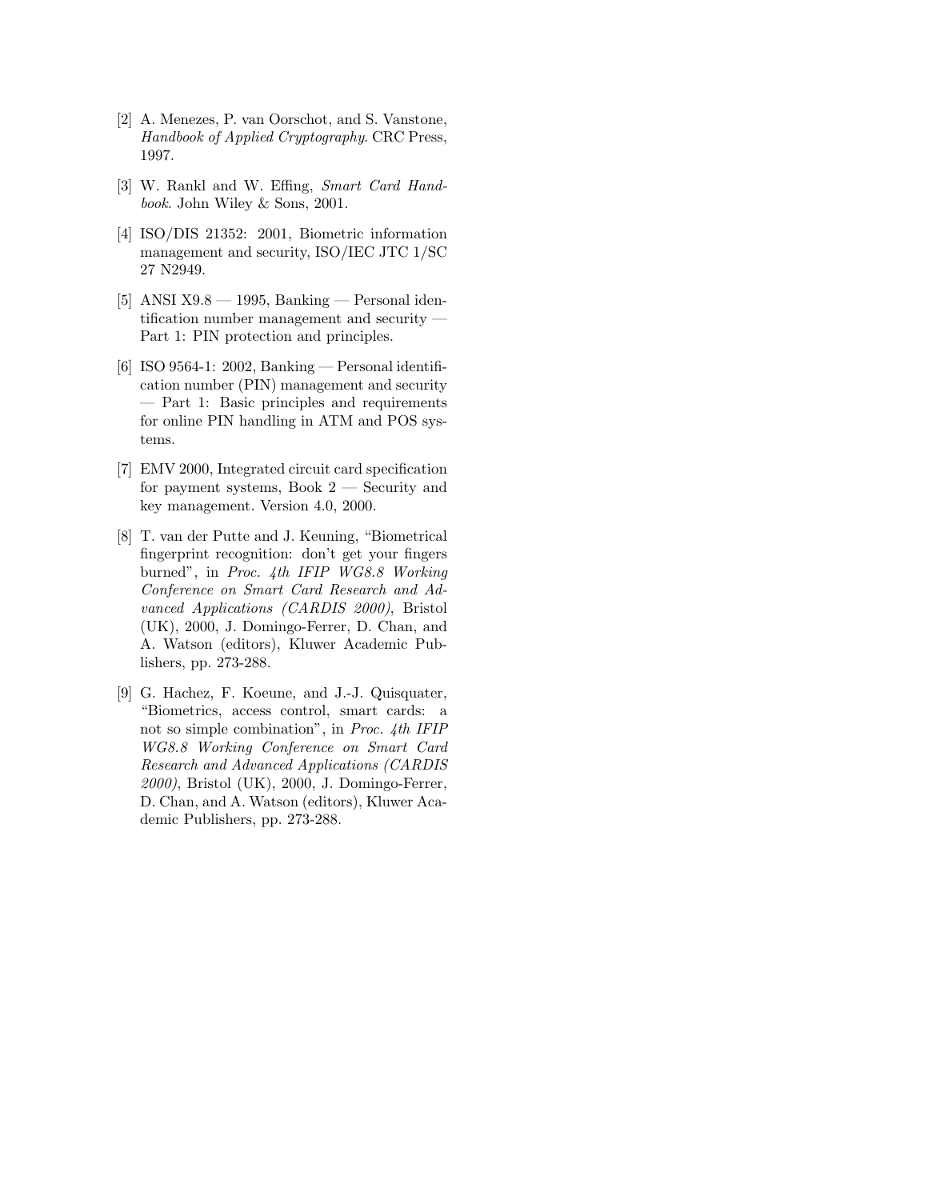[2] A. Menezes, P. van Oorschot, and S. Vanstone, *Handbook of Applied Cryptography*. CRC Press, 1997.

[3] W. Rankl and W. Effing, *Smart Card Handbook*. John Wiley & Sons, 2001.

[4] ISO/DIS 21352: 2001, Biometric information management and security, ISO/IEC JTC 1/SC 27 N2949.

[5] ANSI X9.8 — 1995, Banking — Personal identification number management and security — Part 1: PIN protection and principles.

[6] ISO 9564-1: 2002, Banking — Personal identification number (PIN) management and security — Part 1: Basic principles and requirements for online PIN handling in ATM and POS systems.

[7] EMV 2000, Integrated circuit card specification for payment systems, Book 2 — Security and key management. Version 4.0, 2000.

[8] T. van der Putte and J. Keuning, "Biometrical fingerprint recognition: don't get your fingers burned", in *Proc. 4th IFIP WG8.8 Working Conference on Smart Card Research and Advanced Applications (CARDIS 2000)*, Bristol (UK), 2000, J. Domingo-Ferrer, D. Chan, and A. Watson (editors), Kluwer Academic Publishers, pp. 273-288.

[9] G. Hachez, F. Koeune, and J.-J. Quisquater, "Biometrics, access control, smart cards: a not so simple combination", in *Proc. 4th IFIP WG8.8 Working Conference on Smart Card Research and Advanced Applications (CARDIS 2000)*, Bristol (UK), 2000, J. Domingo-Ferrer, D. Chan, and A. Watson (editors), Kluwer Academic Publishers, pp. 273-288.